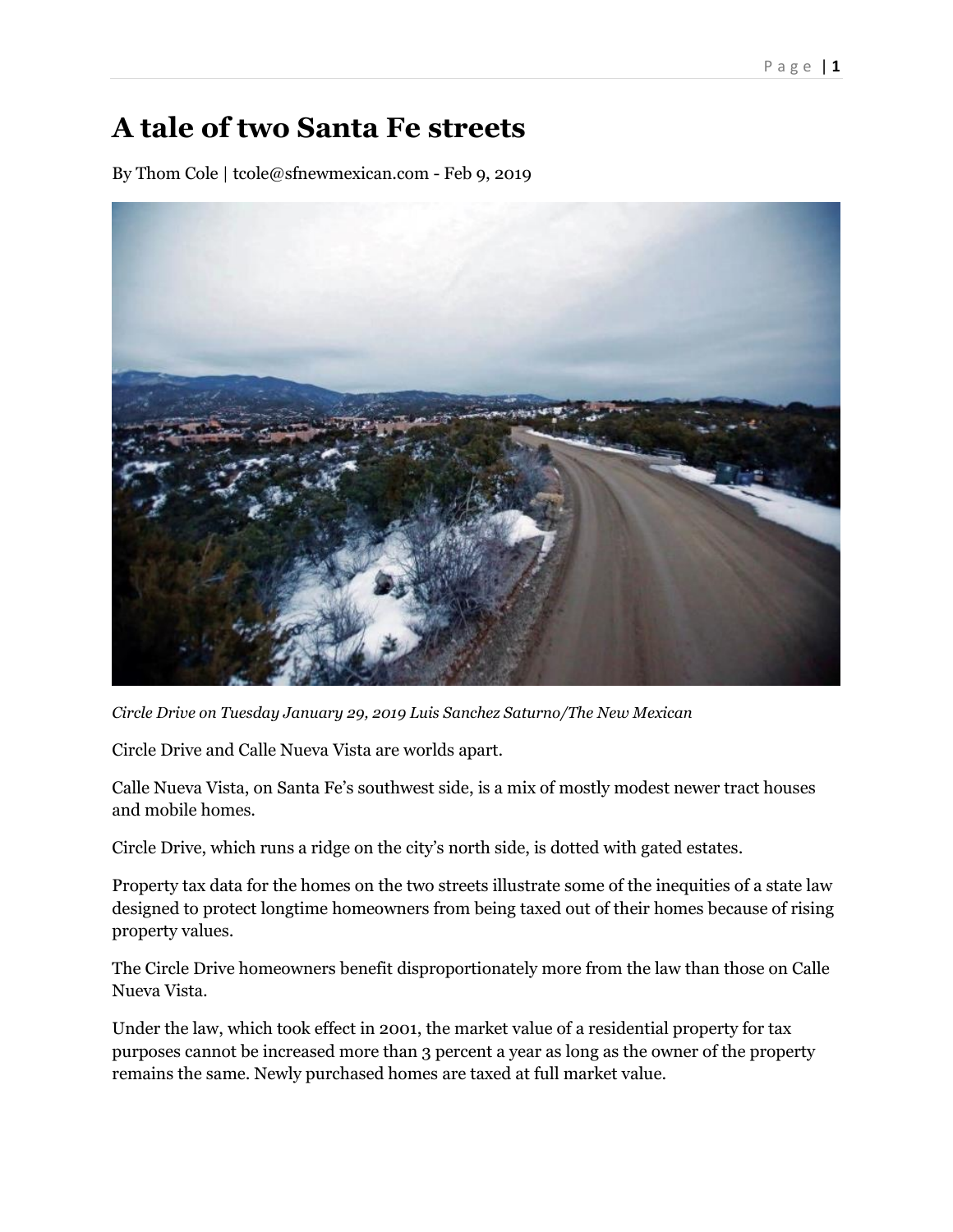# A tale of two Santa Fe streets

By Thom Cole | tcole@sfnewmexican.com - Feb 9, 2019

*Circle Drive on Tuesday January 29, 2019 Luis Sanchez Saturno/The New Mexican*

Circle Drive and Calle Nueva Vista are worlds apart.

Calle Nueva Vista, on Santa Fe's southwest side, is a mix of mostly modest newer tract houses and mobile homes.

Circle Drive, which runs a ridge on the city's north side, is dotted with gated estates.

Property tax data for the homes on the two streets illustrate some of the inequities of a state law designed to protect longtime homeowners from being taxed out of their homes because of rising property values.

The Circle Drive homeowners benefit disproportionately more from the law than those on Calle Nueva Vista.

Under the law, which took effect in 2001, the market value of a residential property for tax purposes cannot be increased more than 3 percent a year as long as the owner of the property remains the same. Newly purchased homes are taxed at full market value.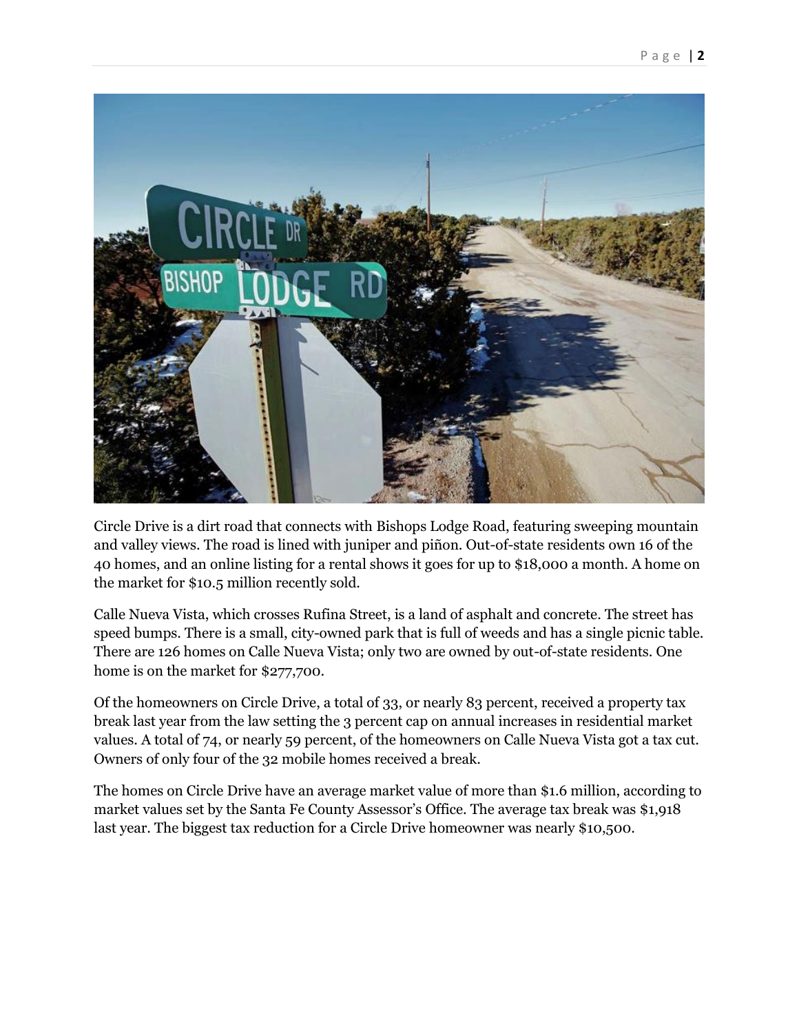Circle Drive is a dirt road that connects with Bishops Lodge Road, featuring sweeping mountain and valley views. The road is lined with juniper and piñon. Out-of-state residents own 16 of the 40 homes, and an online listing for a rental shows it goes for up to $18,000 a month. A home on the market for $10.5 million recently sold.

Calle Nueva Vista, which crosses Rufina Street, is a land of asphalt and concrete. The street has speed bumps. There is a small, city-owned park that is full of weeds and has a single picnic table. There are 126 homes on Calle Nueva Vista; only two are owned by out-of-state residents. One home is on the market for $277,700.

Of the homeowners on Circle Drive, a total of 33, or nearly 83 percent, received a property tax break last year from the law setting the 3 percent cap on annual increases in residential market values. A total of 74, or nearly 59 percent, of the homeowners on Calle Nueva Vista got a tax cut. Owners of only four of the 32 mobile homes received a break.

The homes on Circle Drive have an average market value of more than $1.6 million, according to market values set by the Santa Fe County Assessor's Office. The average tax break was $1,918 last year. The biggest tax reduction for a Circle Drive homeowner was nearly $10,500.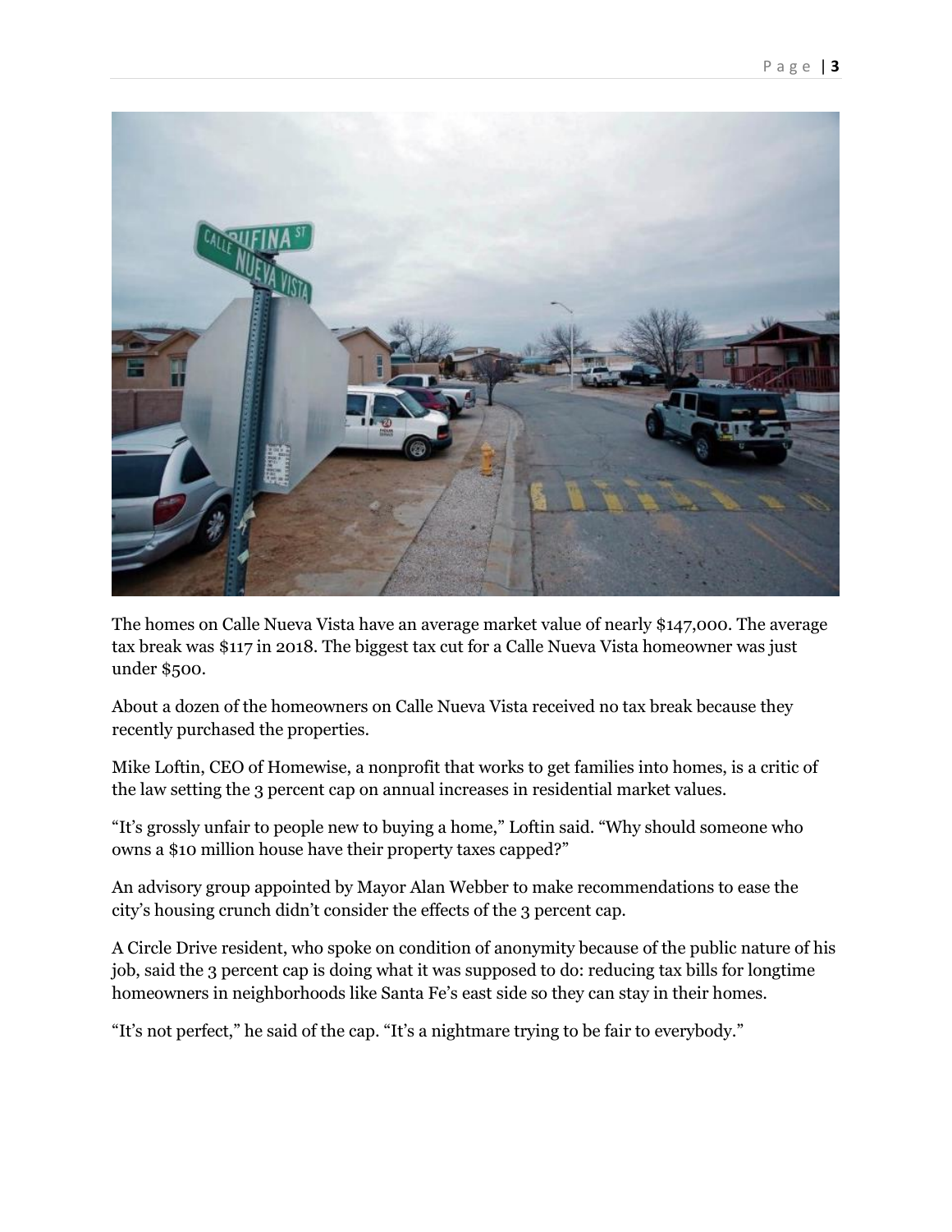The homes on Calle Nueva Vista have an average market value of nearly $147,000. The average tax break was $117 in 2018. The biggest tax cut for a Calle Nueva Vista homeowner was just under $500.

About a dozen of the homeowners on Calle Nueva Vista received no tax break because they recently purchased the properties.

Mike Loftin, CEO of Homewise, a nonprofit that works to get families into homes, is a critic of the law setting the 3 percent cap on annual increases in residential market values.

"It's grossly unfair to people new to buying a home," Loftin said. "Why should someone who owns a $10 million house have their property taxes capped?"

An advisory group appointed by Mayor Alan Webber to make recommendations to ease the city's housing crunch didn't consider the effects of the 3 percent cap.

A Circle Drive resident, who spoke on condition of anonymity because of the public nature of his job, said the 3 percent cap is doing what it was supposed to do: reducing tax bills for longtime homeowners in neighborhoods like Santa Fe's east side so they can stay in their homes.

"It's not perfect," he said of the cap. "It's a nightmare trying to be fair to everybody."